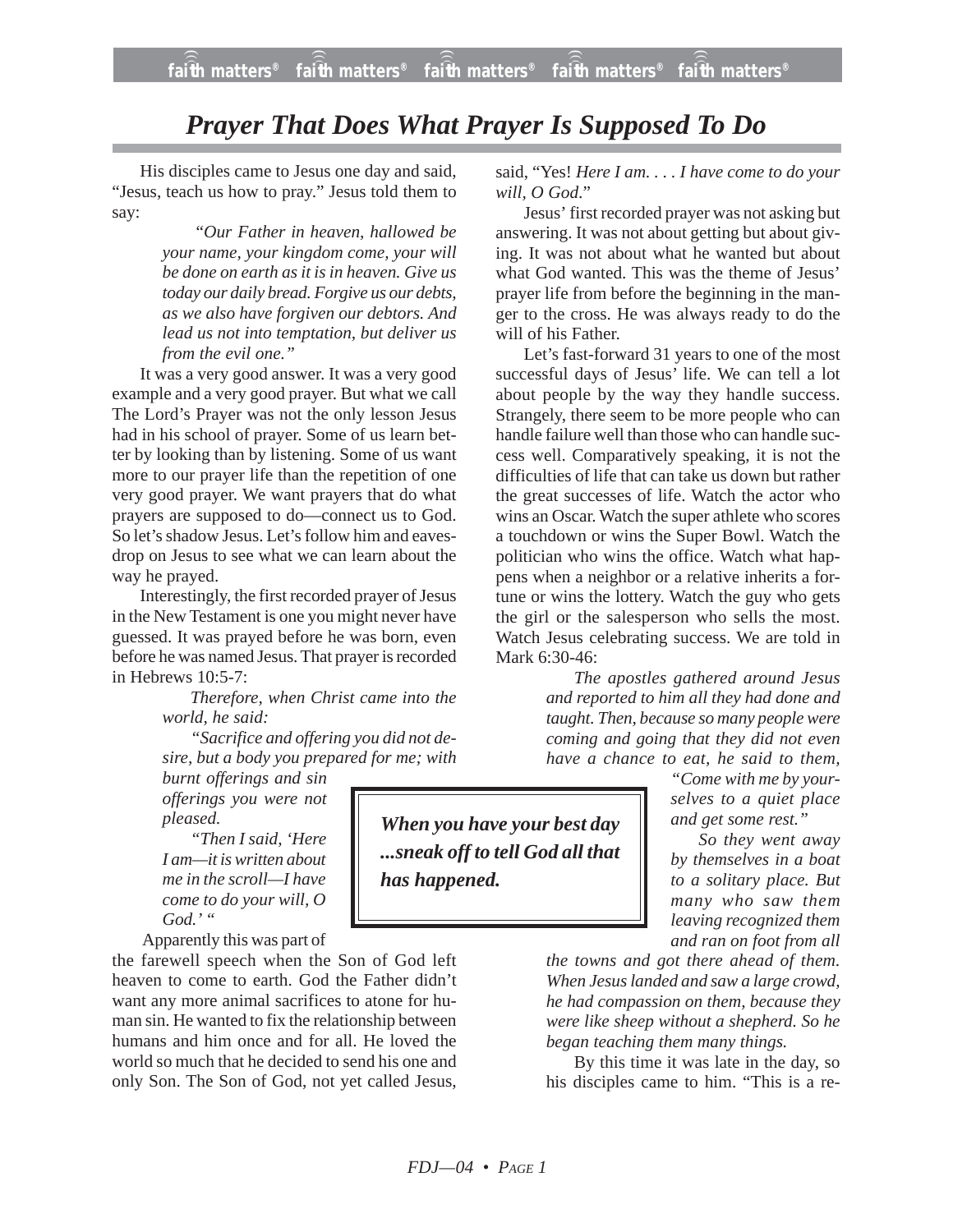# Prayer That Does What Prayer Is Supposed To Do

His disciples came to Jesus one day and said, "Jesus, teach us how to pray." Jesus told them to say:

> *"Our Father in heaven, hallowed be your name, your kingdom come, your will be done on earth as it is in heaven. Give us today our daily bread. Forgive us our debts, as we also have forgiven our debtors. And lead us not into temptation, but deliver us from the evil one."*

It was a very good answer. It was a very good example and a very good prayer. But what we call The Lord's Prayer was not the only lesson Jesus had in his school of prayer. Some of us learn better by looking than by listening. Some of us want more to our prayer life than the repetition of one very good prayer. We want prayers that do what prayers are supposed to do—connect us to God. So let's shadow Jesus. Let's follow him and eavesdrop on Jesus to see what we can learn about the way he prayed.

Interestingly, the first recorded prayer of Jesus in the New Testament is one you might never have guessed. It was prayed before he was born, even before he was named Jesus. That prayer is recorded in Hebrews 10:5-7:

> *Therefore, when Christ came into the world, he said:*
>
> *"Sacrifice and offering you did not desire, but a body you prepared for me; with burnt offerings and sin offerings you were not pleased.*
>
> *"Then I said, 'Here I am—it is written about me in the scroll—I have come to do your will, O God.' "*

Apparently this was part of the farewell speech when the Son of God left heaven to come to earth. God the Father didn't want any more animal sacrifices to atone for human sin. He wanted to fix the relationship between humans and him once and for all. He loved the world so much that he decided to send his one and only Son. The Son of God, not yet called Jesus, said, "Yes! *Here I am. . . . I have come to do your will, O God.*"

Jesus' first recorded prayer was not asking but answering. It was not about getting but about giving. It was not about what he wanted but about what God wanted. This was the theme of Jesus' prayer life from before the beginning in the manger to the cross. He was always ready to do the will of his Father.

> ***When you have your best day ...sneak off to tell God all that has happened.***

Let's fast-forward 31 years to one of the most successful days of Jesus' life. We can tell a lot about people by the way they handle success. Strangely, there seem to be more people who can handle failure well than those who can handle success well. Comparatively speaking, it is not the difficulties of life that can take us down but rather the great successes of life. Watch the actor who wins an Oscar. Watch the super athlete who scores a touchdown or wins the Super Bowl. Watch the politician who wins the office. Watch what happens when a neighbor or a relative inherits a fortune or wins the lottery. Watch the guy who gets the girl or the salesperson who sells the most. Watch Jesus celebrating success. We are told in Mark 6:30-46:

> *The apostles gathered around Jesus and reported to him all they had done and taught. Then, because so many people were coming and going that they did not even have a chance to eat, he said to them, "Come with me by yourselves to a quiet place and get some rest."*
>
> *So they went away by themselves in a boat to a solitary place. But many who saw them leaving recognized them and ran on foot from all the towns and got there ahead of them. When Jesus landed and saw a large crowd, he had compassion on them, because they were like sheep without a shepherd. So he began teaching them many things.*
>
> By this time it was late in the day, so his disciples came to him. "This is a re-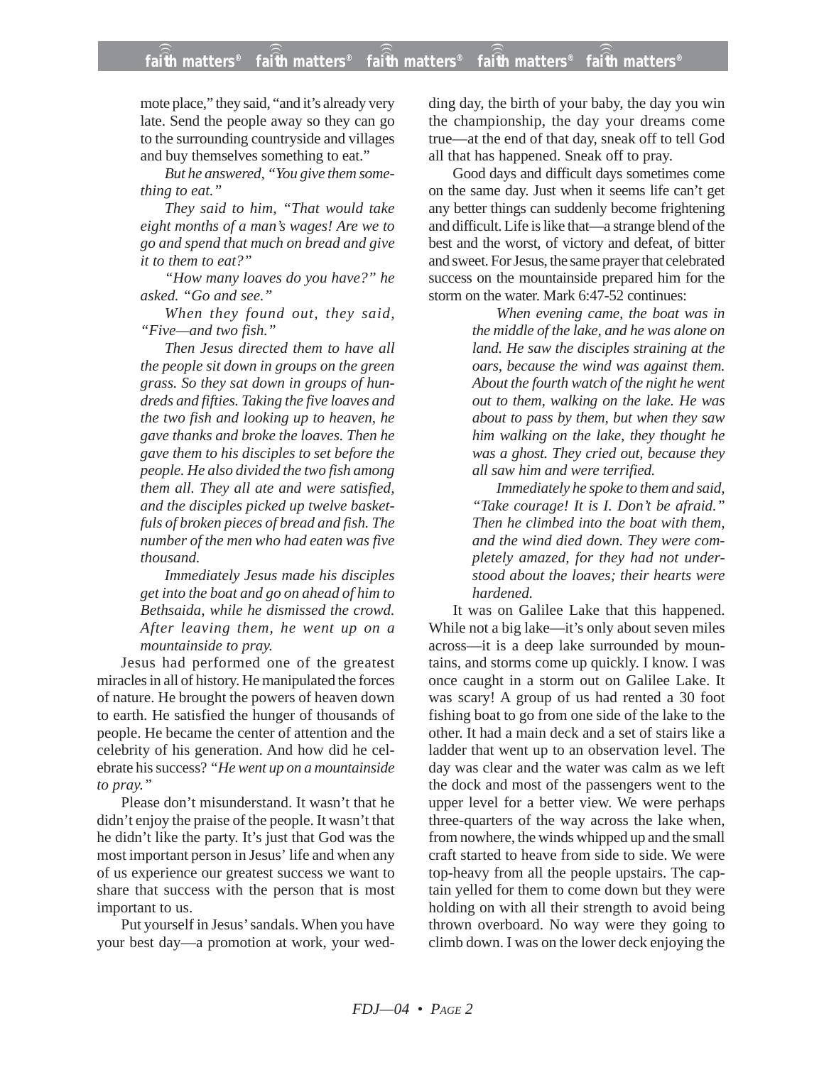mote place," they said, "and it's already very late. Send the people away so they can go to the surrounding countryside and villages and buy themselves something to eat."

*But he answered, "You give them something to eat."*

*They said to him, "That would take eight months of a man's wages! Are we to go and spend that much on bread and give it to them to eat?"*

*"How many loaves do you have?" he asked. "Go and see."*

*When they found out, they said, "Five—and two fish."*

*Then Jesus directed them to have all the people sit down in groups on the green grass. So they sat down in groups of hundreds and fifties. Taking the five loaves and the two fish and looking up to heaven, he gave thanks and broke the loaves. Then he gave them to his disciples to set before the people. He also divided the two fish among them all. They all ate and were satisfied, and the disciples picked up twelve basketfuls of broken pieces of bread and fish. The number of the men who had eaten was five thousand.*

*Immediately Jesus made his disciples get into the boat and go on ahead of him to Bethsaida, while he dismissed the crowd. After leaving them, he went up on a mountainside to pray.*

Jesus had performed one of the greatest miracles in all of history. He manipulated the forces of nature. He brought the powers of heaven down to earth. He satisfied the hunger of thousands of people. He became the center of attention and the celebrity of his generation. And how did he celebrate his success? *"He went up on a mountainside to pray."*

Please don't misunderstand. It wasn't that he didn't enjoy the praise of the people. It wasn't that he didn't like the party. It's just that God was the most important person in Jesus' life and when any of us experience our greatest success we want to share that success with the person that is most important to us.

Put yourself in Jesus' sandals. When you have your best day—a promotion at work, your wedding day, the birth of your baby, the day you win the championship, the day your dreams come true—at the end of that day, sneak off to tell God all that has happened. Sneak off to pray.

Good days and difficult days sometimes come on the same day. Just when it seems life can't get any better things can suddenly become frightening and difficult. Life is like that—a strange blend of the best and the worst, of victory and defeat, of bitter and sweet. For Jesus, the same prayer that celebrated success on the mountainside prepared him for the storm on the water. Mark 6:47-52 continues:

> *When evening came, the boat was in the middle of the lake, and he was alone on land. He saw the disciples straining at the oars, because the wind was against them. About the fourth watch of the night he went out to them, walking on the lake. He was about to pass by them, but when they saw him walking on the lake, they thought he was a ghost. They cried out, because they all saw him and were terrified.*
>
> *Immediately he spoke to them and said, "Take courage! It is I. Don't be afraid." Then he climbed into the boat with them, and the wind died down. They were completely amazed, for they had not understood about the loaves; their hearts were hardened.*

It was on Galilee Lake that this happened. While not a big lake—it's only about seven miles across—it is a deep lake surrounded by mountains, and storms come up quickly. I know. I was once caught in a storm out on Galilee Lake. It was scary! A group of us had rented a 30 foot fishing boat to go from one side of the lake to the other. It had a main deck and a set of stairs like a ladder that went up to an observation level. The day was clear and the water was calm as we left the dock and most of the passengers went to the upper level for a better view. We were perhaps three-quarters of the way across the lake when, from nowhere, the winds whipped up and the small craft started to heave from side to side. We were top-heavy from all the people upstairs. The captain yelled for them to come down but they were holding on with all their strength to avoid being thrown overboard. No way were they going to climb down. I was on the lower deck enjoying the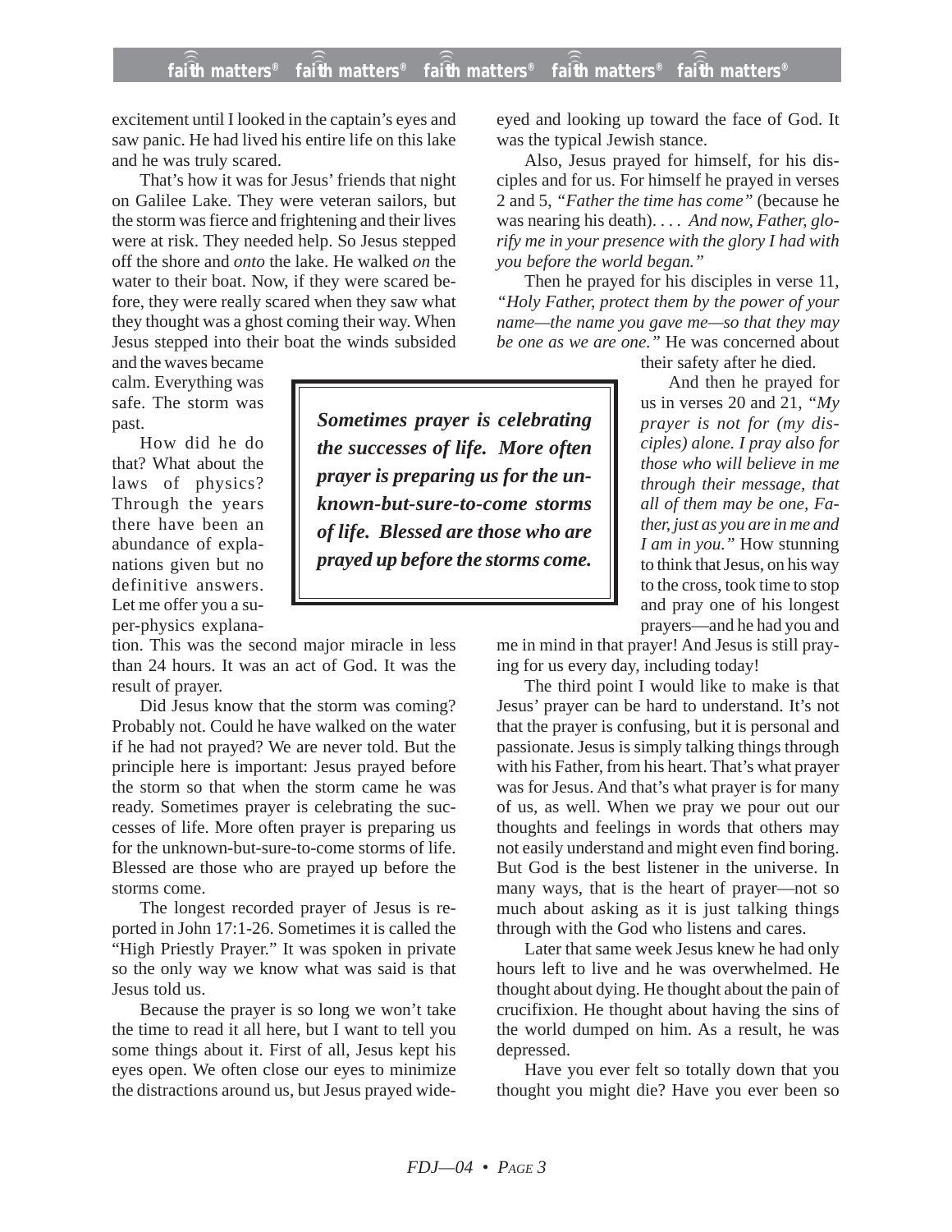excitement until I looked in the captain's eyes and saw panic. He had lived his entire life on this lake and he was truly scared.

That's how it was for Jesus' friends that night on Galilee Lake. They were veteran sailors, but the storm was fierce and frightening and their lives were at risk. They needed help. So Jesus stepped off the shore and *onto* the lake. He walked *on* the water to their boat. Now, if they were scared before, they were really scared when they saw what they thought was a ghost coming their way. When Jesus stepped into their boat the winds subsided and the waves became calm. Everything was safe. The storm was past.

How did he do that? What about the laws of physics? Through the years there have been an abundance of explanations given but no definitive answers. Let me offer you a super-physics explanation. This was the second major miracle in less than 24 hours. It was an act of God. It was the result of prayer.

Did Jesus know that the storm was coming? Probably not. Could he have walked on the water if he had not prayed? We are never told. But the principle here is important: Jesus prayed before the storm so that when the storm came he was ready. Sometimes prayer is celebrating the successes of life. More often prayer is preparing us for the unknown-but-sure-to-come storms of life. Blessed are those who are prayed up before the storms come.

The longest recorded prayer of Jesus is reported in John 17:1-26. Sometimes it is called the "High Priestly Prayer." It was spoken in private so the only way we know what was said is that Jesus told us.

Because the prayer is so long we won't take the time to read it all here, but I want to tell you some things about it. First of all, Jesus kept his eyes open. We often close our eyes to minimize the distractions around us, but Jesus prayed wide-eyed and looking up toward the face of God. It was the typical Jewish stance.

Also, Jesus prayed for himself, for his disciples and for us. For himself he prayed in verses 2 and 5, *"Father the time has come"* (because he was nearing his death). . . . *And now, Father, glorify me in your presence with the glory I had with you before the world began."*

Then he prayed for his disciples in verse 11, *"Holy Father, protect them by the power of your name—the name you gave me—so that they may be one as we are one."* He was concerned about their safety after he died.

And then he prayed for us in verses 20 and 21, *"My prayer is not for (my disciples) alone. I pray also for those who will believe in me through their message, that all of them may be one, Father, just as you are in me and I am in you."* How stunning to think that Jesus, on his way to the cross, took time to stop and pray one of his longest prayers—and he had you and me in mind in that prayer! And Jesus is still praying for us every day, including today!

> ***Sometimes prayer is celebrating the successes of life. More often prayer is preparing us for the unknown-but-sure-to-come storms of life. Blessed are those who are prayed up before the storms come.***

The third point I would like to make is that Jesus' prayer can be hard to understand. It's not that the prayer is confusing, but it is personal and passionate. Jesus is simply talking things through with his Father, from his heart. That's what prayer was for Jesus. And that's what prayer is for many of us, as well. When we pray we pour out our thoughts and feelings in words that others may not easily understand and might even find boring. But God is the best listener in the universe. In many ways, that is the heart of prayer—not so much about asking as it is just talking things through with the God who listens and cares.

Later that same week Jesus knew he had only hours left to live and he was overwhelmed. He thought about dying. He thought about the pain of crucifixion. He thought about having the sins of the world dumped on him. As a result, he was depressed.

Have you ever felt so totally down that you thought you might die? Have you ever been so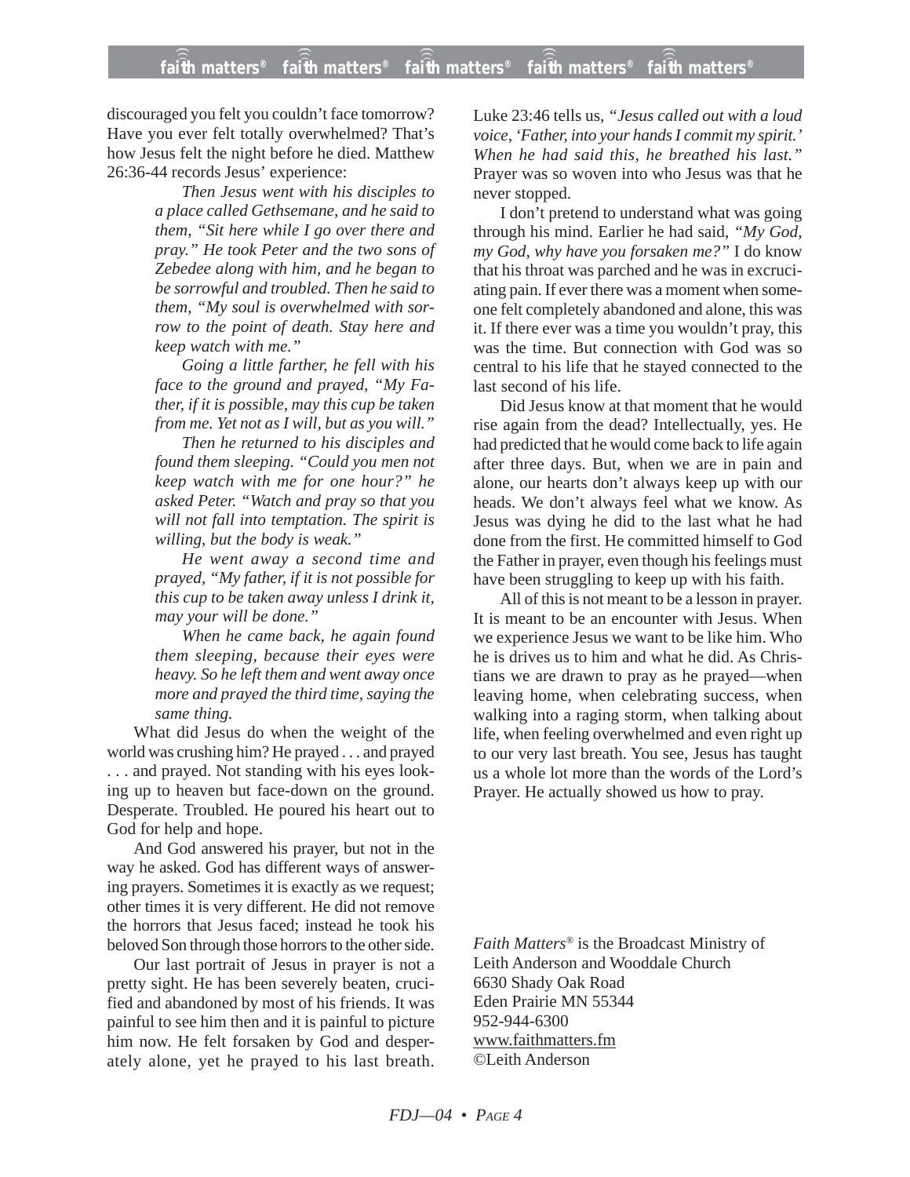discouraged you felt you couldn't face tomorrow? Have you ever felt totally overwhelmed? That's how Jesus felt the night before he died. Matthew 26:36-44 records Jesus' experience:

> *Then Jesus went with his disciples to a place called Gethsemane, and he said to them, "Sit here while I go over there and pray." He took Peter and the two sons of Zebedee along with him, and he began to be sorrowful and troubled. Then he said to them, "My soul is overwhelmed with sorrow to the point of death. Stay here and keep watch with me."*
>
> *Going a little farther, he fell with his face to the ground and prayed, "My Father, if it is possible, may this cup be taken from me. Yet not as I will, but as you will."*
>
> *Then he returned to his disciples and found them sleeping. "Could you men not keep watch with me for one hour?" he asked Peter. "Watch and pray so that you will not fall into temptation. The spirit is willing, but the body is weak."*
>
> *He went away a second time and prayed, "My father, if it is not possible for this cup to be taken away unless I drink it, may your will be done."*
>
> *When he came back, he again found them sleeping, because their eyes were heavy. So he left them and went away once more and prayed the third time, saying the same thing.*

What did Jesus do when the weight of the world was crushing him? He prayed . . . and prayed . . . and prayed. Not standing with his eyes looking up to heaven but face-down on the ground. Desperate. Troubled. He poured his heart out to God for help and hope.

And God answered his prayer, but not in the way he asked. God has different ways of answering prayers. Sometimes it is exactly as we request; other times it is very different. He did not remove the horrors that Jesus faced; instead he took his beloved Son through those horrors to the other side.

Our last portrait of Jesus in prayer is not a pretty sight. He has been severely beaten, crucified and abandoned by most of his friends. It was painful to see him then and it is painful to picture him now. He felt forsaken by God and desperately alone, yet he prayed to his last breath. Luke 23:46 tells us, *"Jesus called out with a loud voice, 'Father, into your hands I commit my spirit.' When he had said this, he breathed his last."* Prayer was so woven into who Jesus was that he never stopped.

I don't pretend to understand what was going through his mind. Earlier he had said, *"My God, my God, why have you forsaken me?"* I do know that his throat was parched and he was in excruciating pain. If ever there was a moment when someone felt completely abandoned and alone, this was it. If there ever was a time you wouldn't pray, this was the time. But connection with God was so central to his life that he stayed connected to the last second of his life.

Did Jesus know at that moment that he would rise again from the dead? Intellectually, yes. He had predicted that he would come back to life again after three days. But, when we are in pain and alone, our hearts don't always keep up with our heads. We don't always feel what we know. As Jesus was dying he did to the last what he had done from the first. He committed himself to God the Father in prayer, even though his feelings must have been struggling to keep up with his faith.

All of this is not meant to be a lesson in prayer. It is meant to be an encounter with Jesus. When we experience Jesus we want to be like him. Who he is drives us to him and what he did. As Christians we are drawn to pray as he prayed—when leaving home, when celebrating success, when walking into a raging storm, when talking about life, when feeling overwhelmed and even right up to our very last breath. You see, Jesus has taught us a whole lot more than the words of the Lord's Prayer. He actually showed us how to pray.

*Faith Matters*® is the Broadcast Ministry of
Leith Anderson and Wooddale Church
6630 Shady Oak Road
Eden Prairie MN 55344
952-944-6300
www.faithmatters.fm
©Leith Anderson